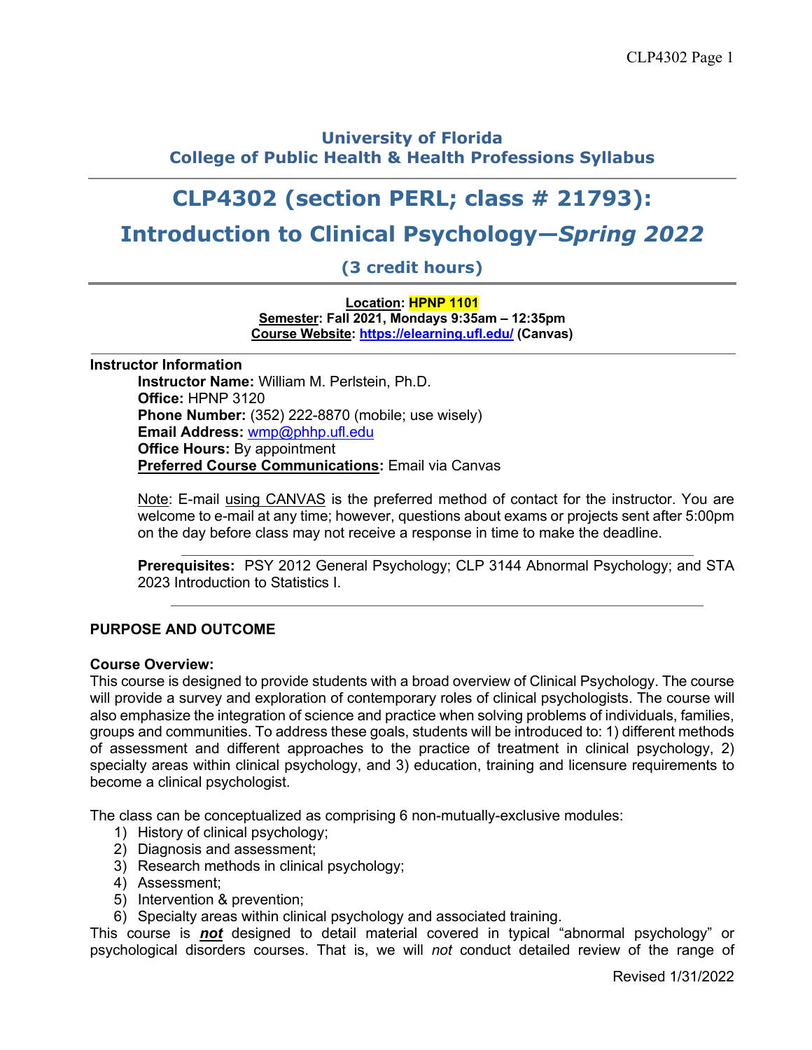## University of Florida
## College of Public Health & Health Professions Syllabus

# CLP4302 (section PERL; class # 21793): Introduction to Clinical Psychology—*Spring 2022*

### (3 credit hours)

**Location: HPNP 1101**
**Semester: Fall 2021, Mondays 9:35am – 12:35pm**
**Course Website: https://elearning.ufl.edu/ (Canvas)**

**Instructor Information**

**Instructor Name:** William M. Perlstein, Ph.D.
**Office:** HPNP 3120
**Phone Number:** (352) 222-8870 (mobile; use wisely)
**Email Address:** wmp@phhp.ufl.edu
**Office Hours:** By appointment
**Preferred Course Communications:** Email via Canvas

Note: E-mail using CANVAS is the preferred method of contact for the instructor. You are welcome to e-mail at any time; however, questions about exams or projects sent after 5:00pm on the day before class may not receive a response in time to make the deadline.

**Prerequisites:** PSY 2012 General Psychology; CLP 3144 Abnormal Psychology; and STA 2023 Introduction to Statistics I.

## PURPOSE AND OUTCOME

**Course Overview:**

This course is designed to provide students with a broad overview of Clinical Psychology. The course will provide a survey and exploration of contemporary roles of clinical psychologists. The course will also emphasize the integration of science and practice when solving problems of individuals, families, groups and communities. To address these goals, students will be introduced to: 1) different methods of assessment and different approaches to the practice of treatment in clinical psychology, 2) specialty areas within clinical psychology, and 3) education, training and licensure requirements to become a clinical psychologist.

The class can be conceptualized as comprising 6 non-mutually-exclusive modules:

1) History of clinical psychology;
2) Diagnosis and assessment;
3) Research methods in clinical psychology;
4) Assessment;
5) Intervention & prevention;
6) Specialty areas within clinical psychology and associated training.

This course is ***not*** designed to detail material covered in typical "abnormal psychology" or psychological disorders courses. That is, we will *not* conduct detailed review of the range of

Revised 1/31/2022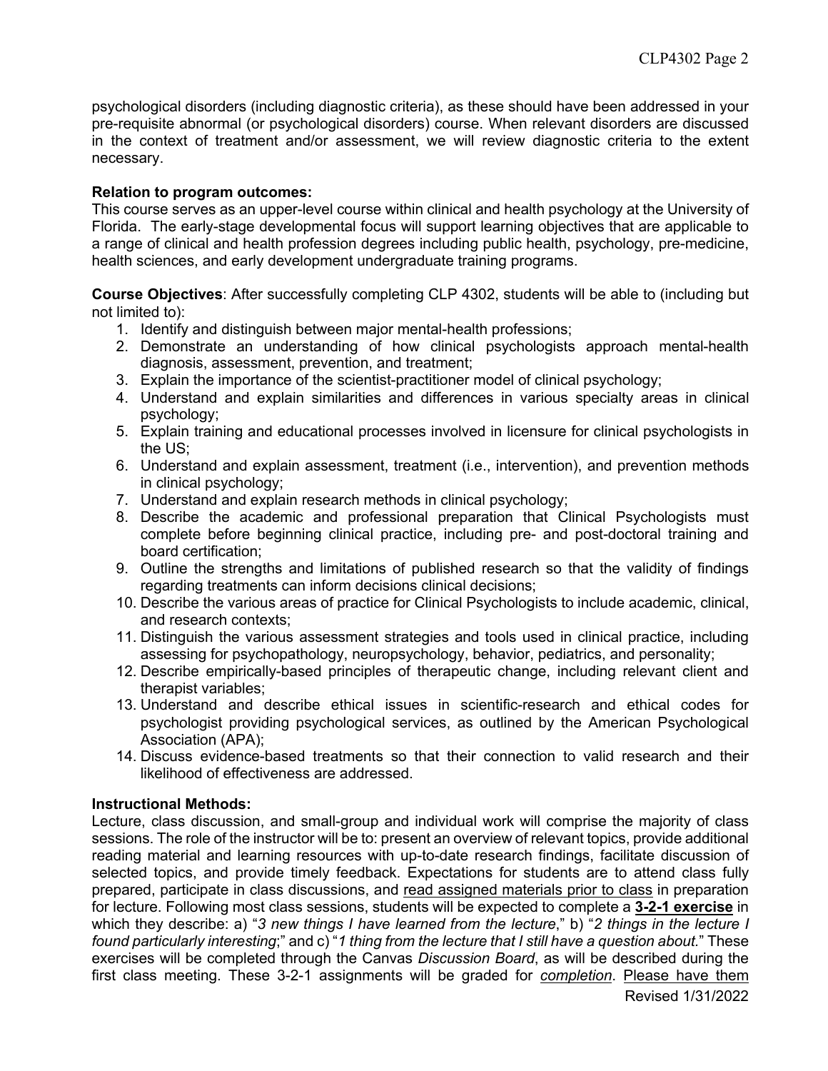psychological disorders (including diagnostic criteria), as these should have been addressed in your pre-requisite abnormal (or psychological disorders) course. When relevant disorders are discussed in the context of treatment and/or assessment, we will review diagnostic criteria to the extent necessary.

**Relation to program outcomes:**
This course serves as an upper-level course within clinical and health psychology at the University of Florida. The early-stage developmental focus will support learning objectives that are applicable to a range of clinical and health profession degrees including public health, psychology, pre-medicine, health sciences, and early development undergraduate training programs.

**Course Objectives**: After successfully completing CLP 4302, students will be able to (including but not limited to):

1. Identify and distinguish between major mental-health professions;
2. Demonstrate an understanding of how clinical psychologists approach mental-health diagnosis, assessment, prevention, and treatment;
3. Explain the importance of the scientist-practitioner model of clinical psychology;
4. Understand and explain similarities and differences in various specialty areas in clinical psychology;
5. Explain training and educational processes involved in licensure for clinical psychologists in the US;
6. Understand and explain assessment, treatment (i.e., intervention), and prevention methods in clinical psychology;
7. Understand and explain research methods in clinical psychology;
8. Describe the academic and professional preparation that Clinical Psychologists must complete before beginning clinical practice, including pre- and post-doctoral training and board certification;
9. Outline the strengths and limitations of published research so that the validity of findings regarding treatments can inform decisions clinical decisions;
10. Describe the various areas of practice for Clinical Psychologists to include academic, clinical, and research contexts;
11. Distinguish the various assessment strategies and tools used in clinical practice, including assessing for psychopathology, neuropsychology, behavior, pediatrics, and personality;
12. Describe empirically-based principles of therapeutic change, including relevant client and therapist variables;
13. Understand and describe ethical issues in scientific-research and ethical codes for psychologist providing psychological services, as outlined by the American Psychological Association (APA);
14. Discuss evidence-based treatments so that their connection to valid research and their likelihood of effectiveness are addressed.

**Instructional Methods:**
Lecture, class discussion, and small-group and individual work will comprise the majority of class sessions. The role of the instructor will be to: present an overview of relevant topics, provide additional reading material and learning resources with up-to-date research findings, facilitate discussion of selected topics, and provide timely feedback. Expectations for students are to attend class fully prepared, participate in class discussions, and <u>read assigned materials prior to class</u> in preparation for lecture. Following most class sessions, students will be expected to complete a **<u>3-2-1 exercise</u>** in which they describe: a) "*3 new things I have learned from the lecture*," b) "*2 things in the lecture I found particularly interesting*;" and c) "*1 thing from the lecture that I still have a question about.*" These exercises will be completed through the Canvas *Discussion Board*, as will be described during the first class meeting. These 3-2-1 assignments will be graded for <u>*completion*</u>. <u>Please have them</u>

Revised 1/31/2022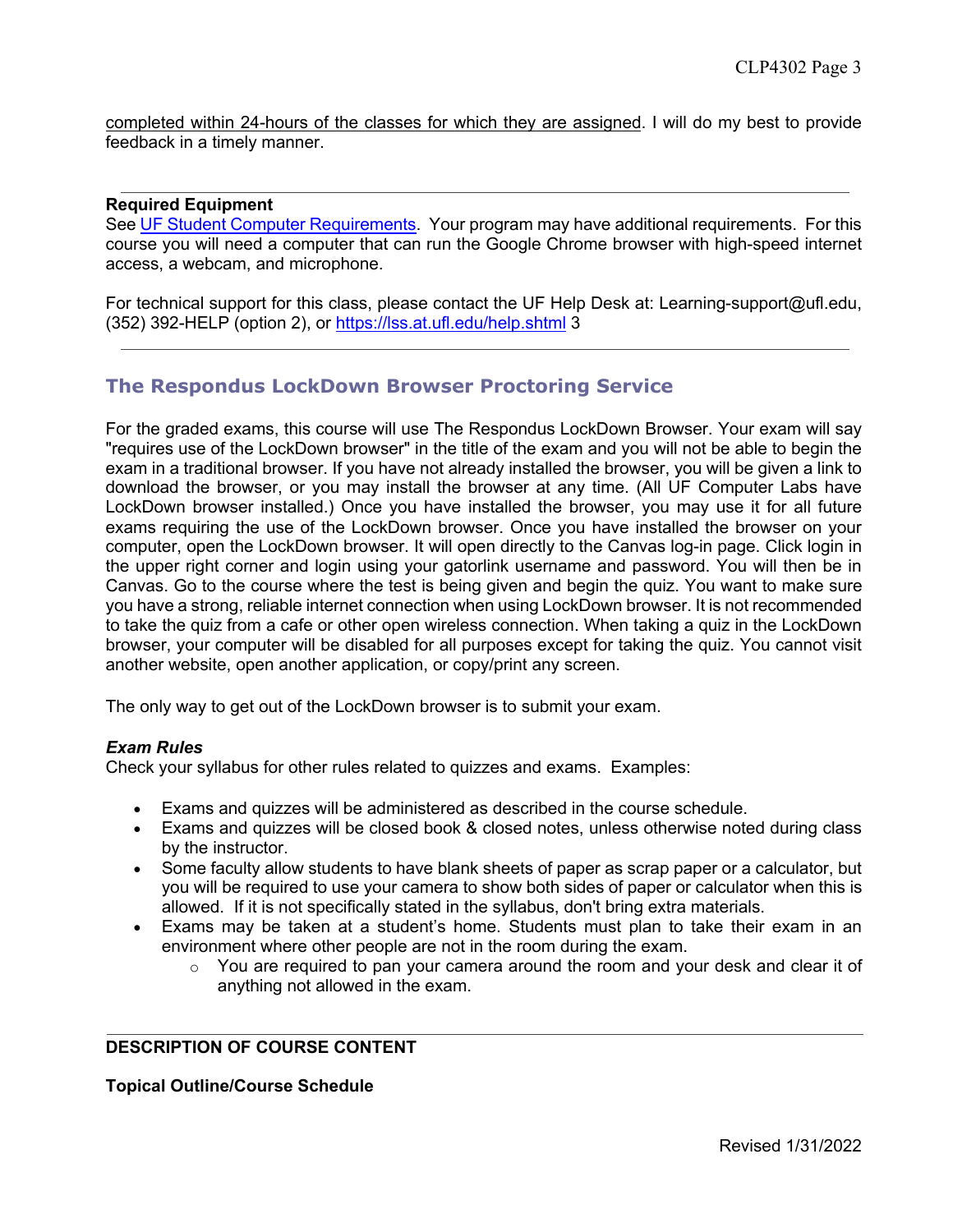completed within 24-hours of the classes for which they are assigned. I will do my best to provide feedback in a timely manner.

---

**Required Equipment**
See UF Student Computer Requirements. Your program may have additional requirements. For this course you will need a computer that can run the Google Chrome browser with high-speed internet access, a webcam, and microphone.

For technical support for this class, please contact the UF Help Desk at: Learning-support@ufl.edu, (352) 392-HELP (option 2), or https://lss.at.ufl.edu/help.shtml 3

---

## The Respondus LockDown Browser Proctoring Service

For the graded exams, this course will use The Respondus LockDown Browser. Your exam will say "requires use of the LockDown browser" in the title of the exam and you will not be able to begin the exam in a traditional browser. If you have not already installed the browser, you will be given a link to download the browser, or you may install the browser at any time. (All UF Computer Labs have LockDown browser installed.) Once you have installed the browser, you may use it for all future exams requiring the use of the LockDown browser. Once you have installed the browser on your computer, open the LockDown browser. It will open directly to the Canvas log-in page. Click login in the upper right corner and login using your gatorlink username and password. You will then be in Canvas. Go to the course where the test is being given and begin the quiz. You want to make sure you have a strong, reliable internet connection when using LockDown browser. It is not recommended to take the quiz from a cafe or other open wireless connection. When taking a quiz in the LockDown browser, your computer will be disabled for all purposes except for taking the quiz. You cannot visit another website, open another application, or copy/print any screen.

The only way to get out of the LockDown browser is to submit your exam.

***Exam Rules***
Check your syllabus for other rules related to quizzes and exams. Examples:

- Exams and quizzes will be administered as described in the course schedule.
- Exams and quizzes will be closed book & closed notes, unless otherwise noted during class by the instructor.
- Some faculty allow students to have blank sheets of paper as scrap paper or a calculator, but you will be required to use your camera to show both sides of paper or calculator when this is allowed. If it is not specifically stated in the syllabus, don't bring extra materials.
- Exams may be taken at a student's home. Students must plan to take their exam in an environment where other people are not in the room during the exam.
    - You are required to pan your camera around the room and your desk and clear it of anything not allowed in the exam.

---

**DESCRIPTION OF COURSE CONTENT**

**Topical Outline/Course Schedule**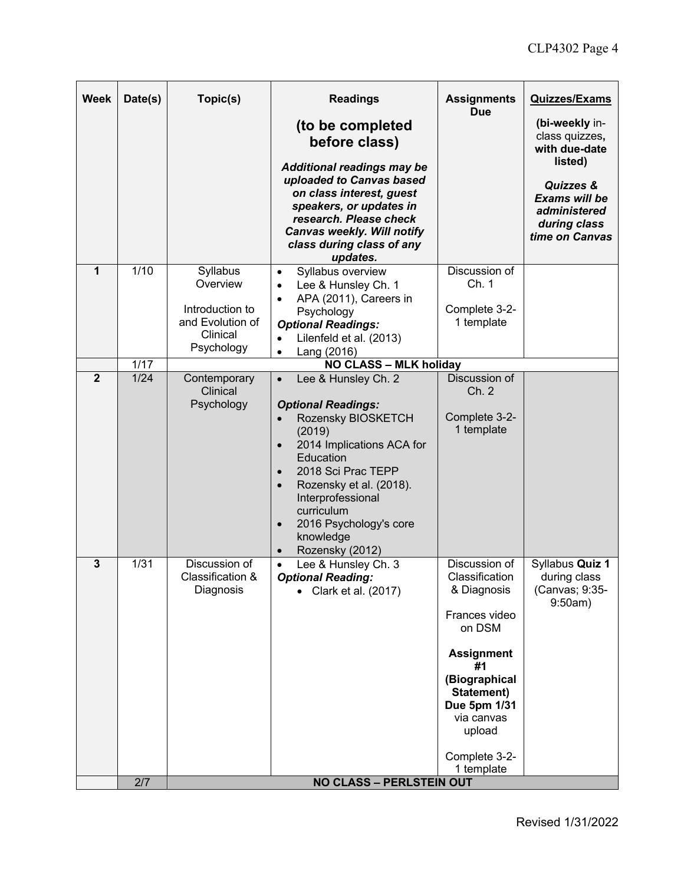| Week | Date(s) | Topic(s) | Readings<br>**(to be completed before class)**<br>***Additional readings may be uploaded to Canvas based on class interest, guest speakers, or updates in research. Please check Canvas weekly. Will notify class during class of any updates.*** | Assignments Due | Quizzes/Exams<br>**(bi-weekly** in-class quizzes**, with due-date listed)**<br>***Quizzes & Exams will be administered during class time on Canvas*** |
|---|---|---|---|---|---|
| **1** | 1/10 | Syllabus Overview<br><br>Introduction to and Evolution of Clinical Psychology | • Syllabus overview<br>• Lee & Hunsley Ch. 1<br>• APA (2011), Careers in Psychology<br>***Optional Readings:***<br>• Lilenfeld et al. (2013)<br>• Lang (2016) | Discussion of Ch. 1<br><br>Complete 3-2-1 template | |
| | 1/17 | **NO CLASS – MLK holiday** | | | |
| **2** | 1/24 | Contemporary Clinical Psychology | • Lee & Hunsley Ch. 2<br><br>***Optional Readings:***<br>• Rozensky BIOSKETCH (2019)<br>• 2014 Implications ACA for Education<br>• 2018 Sci Prac TEPP<br>• Rozensky et al. (2018). Interprofessional curriculum<br>• 2016 Psychology's core knowledge<br>• Rozensky (2012) | Discussion of Ch. 2<br><br>Complete 3-2-1 template | |
| **3** | 1/31 | Discussion of Classification & Diagnosis | • Lee & Hunsley Ch. 3<br>***Optional Reading:***<br>• Clark et al. (2017) | Discussion of Classification & Diagnosis<br><br>Frances video on DSM<br><br>**Assignment #1 (Biographical Statement) Due 5pm 1/31** via canvas upload<br><br>Complete 3-2-1 template | Syllabus **Quiz 1** during class (Canvas; 9:35-9:50am) |
| | 2/7 | **NO CLASS – PERLSTEIN OUT** | | | |

Revised 1/31/2022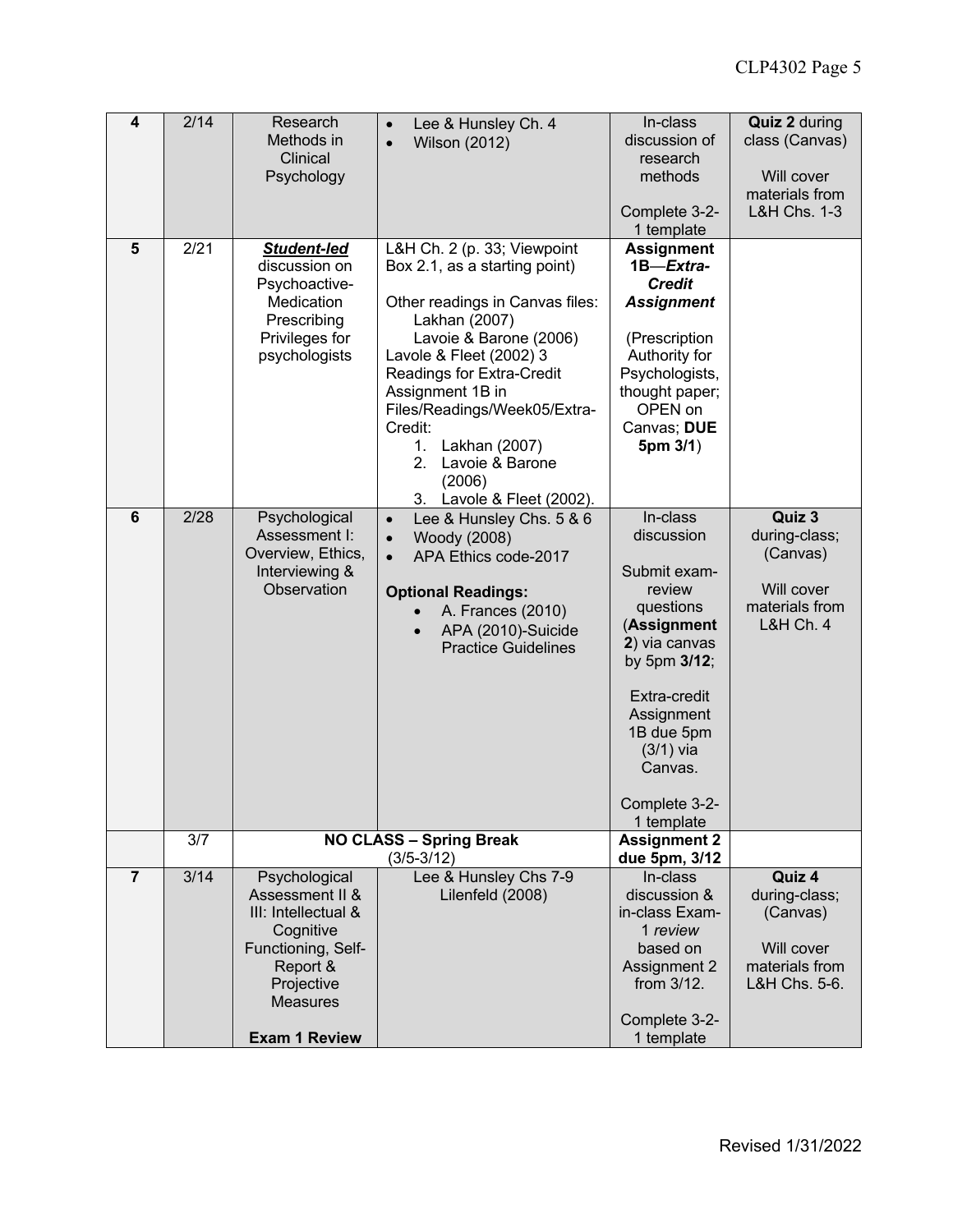| 4 | 2/14 | Research Methods in Clinical Psychology | • Lee & Hunsley Ch. 4<br>• Wilson (2012) | In-class discussion of research methods<br><br>Complete 3-2-1 template | **Quiz 2** during class (Canvas)<br><br>Will cover materials from L&H Chs. 1-3 |
|---|---|---|---|---|---|
| **5** | 2/21 | ***Student-led*** discussion on Psychoactive-Medication Prescribing Privileges for psychologists | L&H Ch. 2 (p. 33; Viewpoint Box 2.1, as a starting point)<br><br>Other readings in Canvas files:<br>Lakhan (2007)<br>Lavoie & Barone (2006)<br>Lavole & Fleet (2002) 3 Readings for Extra-Credit Assignment 1B in Files/Readings/Week05/Extra-Credit:<br>1. Lakhan (2007)<br>2. Lavoie & Barone (2006)<br>3. Lavole & Fleet (2002). | **Assignment 1B**—***Extra-Credit Assignment***<br><br>(Prescription Authority for Psychologists, thought paper; OPEN on Canvas; **DUE 5pm 3/1**) | |
| **6** | 2/28 | Psychological Assessment I: Overview, Ethics, Interviewing & Observation | • Lee & Hunsley Chs. 5 & 6<br>• Woody (2008)<br>• APA Ethics code-2017<br><br>**Optional Readings:**<br>• A. Frances (2010)<br>• APA (2010)-Suicide Practice Guidelines | In-class discussion<br><br>Submit exam-review questions (**Assignment 2**) via canvas by 5pm **3/12**;<br><br>Extra-credit Assignment 1B due 5pm (3/1) via Canvas.<br><br>Complete 3-2-1 template | **Quiz 3** during-class; (Canvas)<br><br>Will cover materials from L&H Ch. 4 |
| | 3/7 | **NO CLASS – Spring Break** (3/5-3/12) | | **Assignment 2 due 5pm, 3/12** | |
| **7** | 3/14 | Psychological Assessment II & III: Intellectual & Cognitive Functioning, Self-Report & Projective Measures<br><br>**Exam 1 Review** | Lee & Hunsley Chs 7-9<br>Lilenfeld (2008) | In-class discussion & in-class Exam-1 *review* based on Assignment 2 from 3/12.<br><br>Complete 3-2-1 template | **Quiz 4** during-class; (Canvas)<br><br>Will cover materials from L&H Chs. 5-6. |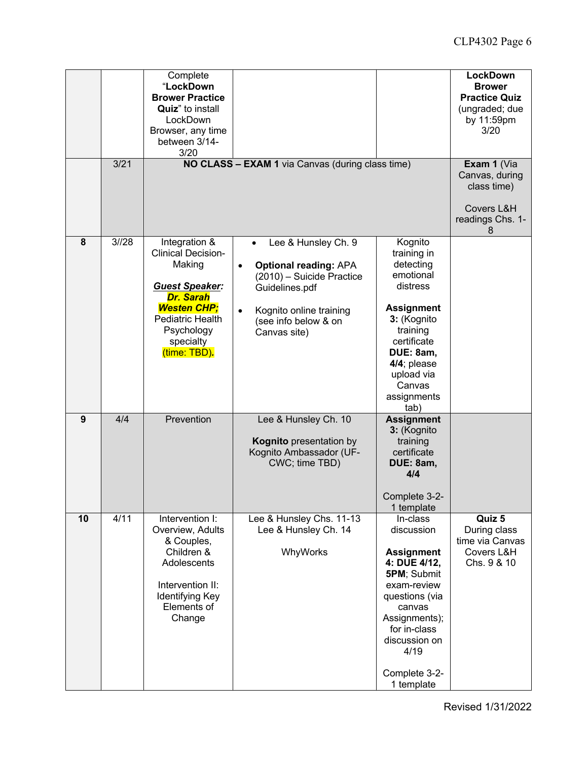| | | | | | |
|---|---|---|---|---|---|
| | | Complete "**LockDown Brower Practice Quiz**" to install LockDown Browser, any time between 3/14-3/20 | | | **LockDown Brower Practice Quiz** (ungraded; due by 11:59pm 3/20 |
| | 3/21 | **NO CLASS – EXAM 1** via Canvas (during class time) | | | **Exam 1** (Via Canvas, during class time)<br><br>Covers L&H readings Chs. 1-8 |
| **8** | 3//28 | Integration & Clinical Decision-Making<br><br>***Guest Speaker: Dr. Sarah Westen CHP;*** Pediatric Health Psychology specialty (time: TBD). | • Lee & Hunsley Ch. 9<br>• **Optional reading:** APA (2010) – Suicide Practice Guidelines.pdf<br>• Kognito online training (see info below & on Canvas site) | Kognito training in detecting emotional distress<br><br>**Assignment 3:** (Kognito training certificate **DUE: 8am, 4/4**; please upload via Canvas assignments tab) | |
| **9** | 4/4 | Prevention | Lee & Hunsley Ch. 10<br><br>**Kognito** presentation by Kognito Ambassador (UF-CWC; time TBD) | **Assignment 3:** (Kognito training certificate **DUE: 8am, 4/4**<br><br>Complete 3-2-1 template | |
| **10** | 4/11 | Intervention I: Overview, Adults & Couples, Children & Adolescents<br><br>Intervention II: Identifying Key Elements of Change | Lee & Hunsley Chs. 11-13<br>Lee & Hunsley Ch. 14<br><br>WhyWorks | In-class discussion<br><br>**Assignment 4: DUE 4/12, 5PM**; Submit exam-review questions (via canvas Assignments); for in-class discussion on 4/19<br><br>Complete 3-2-1 template | **Quiz 5** During class time via Canvas Covers L&H Chs. 9 & 10 |

Revised 1/31/2022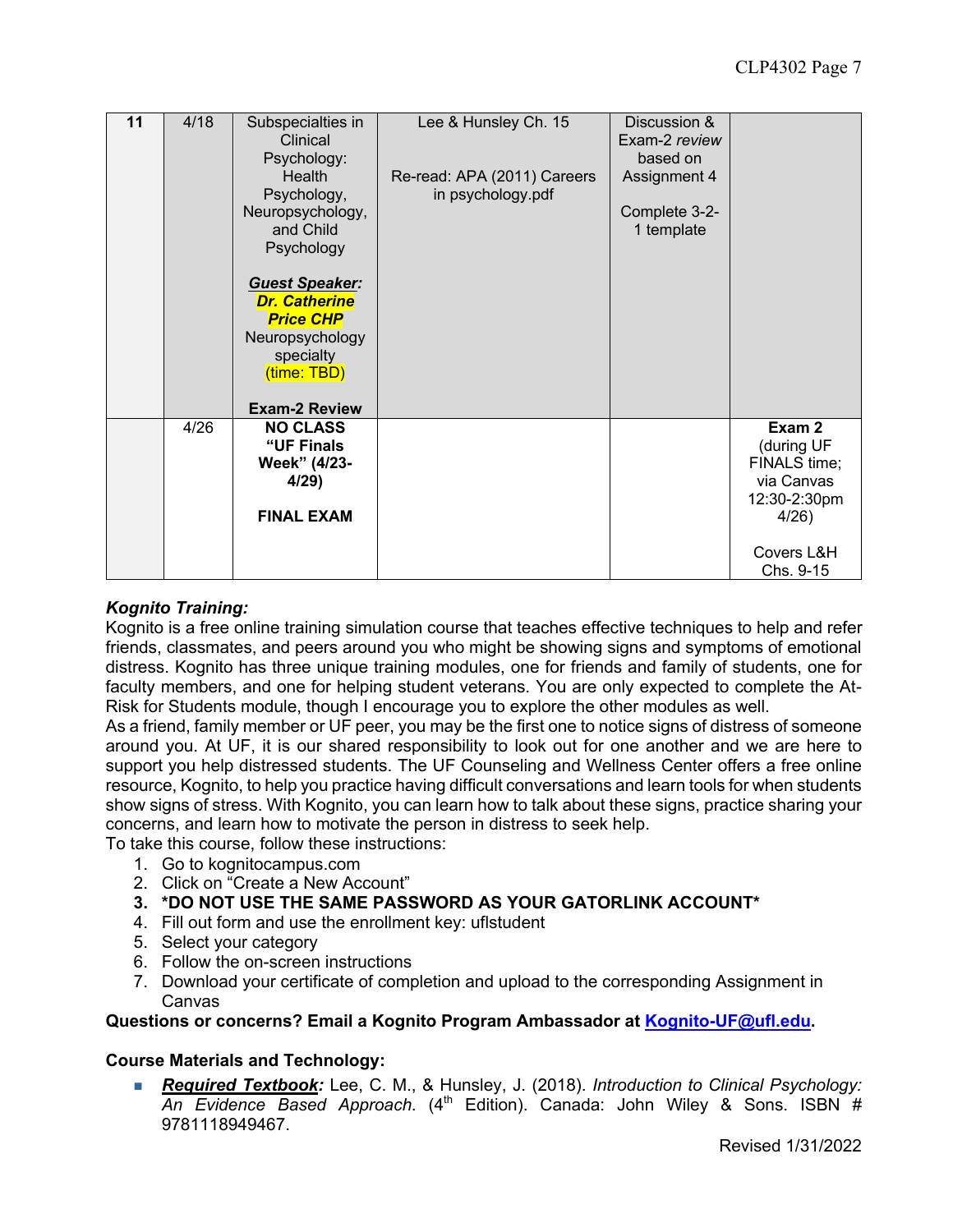| 11 | 4/18 | Subspecialties in Clinical Psychology: Health Psychology, Neuropsychology, and Child Psychology<br><br>***Guest Speaker:*** ***Dr. Catherine Price CHP*** Neuropsychology specialty (time: TBD)<br><br>**Exam-2 Review** | Lee & Hunsley Ch. 15<br><br>Re-read: APA (2011) Careers in psychology.pdf | Discussion & Exam-2 *review* based on Assignment 4<br><br>Complete 3-2-1 template | |
|---|---|---|---|---|---|
| | 4/26 | **NO CLASS "UF Finals Week" (4/23-4/29)**<br><br>**FINAL EXAM** | | | **Exam 2** (during UF FINALS time; via Canvas 12:30-2:30pm 4/26)<br><br>Covers L&H Chs. 9-15 |

***Kognito Training:***

Kognito is a free online training simulation course that teaches effective techniques to help and refer friends, classmates, and peers around you who might be showing signs and symptoms of emotional distress. Kognito has three unique training modules, one for friends and family of students, one for faculty members, and one for helping student veterans. You are only expected to complete the At-Risk for Students module, though I encourage you to explore the other modules as well.

As a friend, family member or UF peer, you may be the first one to notice signs of distress of someone around you. At UF, it is our shared responsibility to look out for one another and we are here to support you help distressed students. The UF Counseling and Wellness Center offers a free online resource, Kognito, to help you practice having difficult conversations and learn tools for when students show signs of stress. With Kognito, you can learn how to talk about these signs, practice sharing your concerns, and learn how to motivate the person in distress to seek help.

To take this course, follow these instructions:

1. Go to kognitocampus.com
2. Click on "Create a New Account"
3. **\*DO NOT USE THE SAME PASSWORD AS YOUR GATORLINK ACCOUNT\***
4. Fill out form and use the enrollment key: uflstudent
5. Select your category
6. Follow the on-screen instructions
7. Download your certificate of completion and upload to the corresponding Assignment in Canvas

**Questions or concerns? Email a Kognito Program Ambassador at [Kognito-UF@ufl.edu](mailto:Kognito-UF@ufl.edu).**

**Course Materials and Technology:**

- ***Required Textbook:*** Lee, C. M., & Hunsley, J. (2018). *Introduction to Clinical Psychology: An Evidence Based Approach.* (4th Edition). Canada: John Wiley & Sons. ISBN # 9781118949467.

Revised 1/31/2022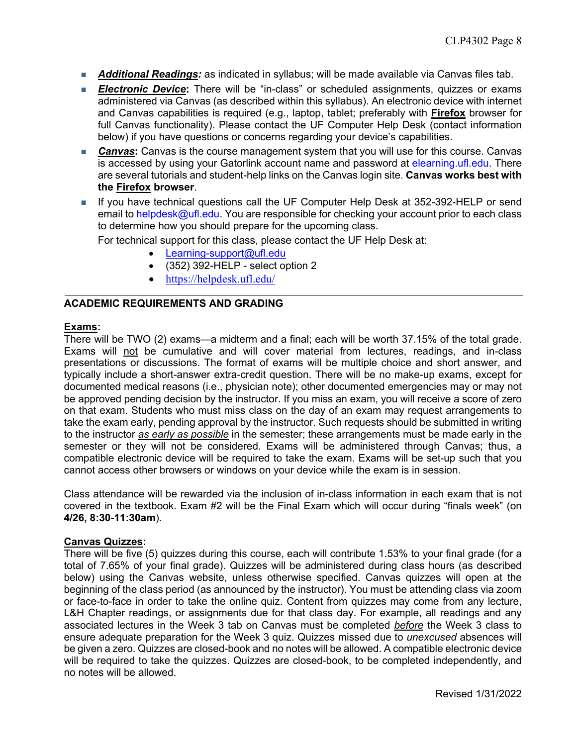- ***Additional Readings:*** as indicated in syllabus; will be made available via Canvas files tab.
- ***Electronic Device*:** There will be "in-class" or scheduled assignments, quizzes or exams administered via Canvas (as described within this syllabus). An electronic device with internet and Canvas capabilities is required (e.g., laptop, tablet; preferably with **Firefox** browser for full Canvas functionality). Please contact the UF Computer Help Desk (contact information below) if you have questions or concerns regarding your device's capabilities.
- ***Canvas*:** Canvas is the course management system that you will use for this course. Canvas is accessed by using your Gatorlink account name and password at elearning.ufl.edu. There are several tutorials and student-help links on the Canvas login site. **Canvas works best with the Firefox browser**.
- If you have technical questions call the UF Computer Help Desk at 352-392-HELP or send email to helpdesk@ufl.edu. You are responsible for checking your account prior to each class to determine how you should prepare for the upcoming class.

  For technical support for this class, please contact the UF Help Desk at:
    - Learning-support@ufl.edu
    - (352) 392-HELP - select option 2
    - https://helpdesk.ufl.edu/

---

## ACADEMIC REQUIREMENTS AND GRADING

**Exams:**

There will be TWO (2) exams—a midterm and a final; each will be worth 37.15% of the total grade. Exams will not be cumulative and will cover material from lectures, readings, and in-class presentations or discussions. The format of exams will be multiple choice and short answer, and typically include a short-answer extra-credit question. There will be no make-up exams, except for documented medical reasons (i.e., physician note); other documented emergencies may or may not be approved pending decision by the instructor. If you miss an exam, you will receive a score of zero on that exam. Students who must miss class on the day of an exam may request arrangements to take the exam early, pending approval by the instructor. Such requests should be submitted in writing to the instructor *as early as possible* in the semester; these arrangements must be made early in the semester or they will not be considered. Exams will be administered through Canvas; thus, a compatible electronic device will be required to take the exam. Exams will be set-up such that you cannot access other browsers or windows on your device while the exam is in session.

Class attendance will be rewarded via the inclusion of in-class information in each exam that is not covered in the textbook. Exam #2 will be the Final Exam which will occur during "finals week" (on **4/26, 8:30-11:30am**).

**Canvas Quizzes:**

There will be five (5) quizzes during this course, each will contribute 1.53% to your final grade (for a total of 7.65% of your final grade). Quizzes will be administered during class hours (as described below) using the Canvas website, unless otherwise specified. Canvas quizzes will open at the beginning of the class period (as announced by the instructor). You must be attending class via zoom or face-to-face in order to take the online quiz. Content from quizzes may come from any lecture, L&H Chapter readings, or assignments due for that class day. For example, all readings and any associated lectures in the Week 3 tab on Canvas must be completed *before* the Week 3 class to ensure adequate preparation for the Week 3 quiz. Quizzes missed due to *unexcused* absences will be given a zero. Quizzes are closed-book and no notes will be allowed. A compatible electronic device will be required to take the quizzes. Quizzes are closed-book, to be completed independently, and no notes will be allowed.

Revised 1/31/2022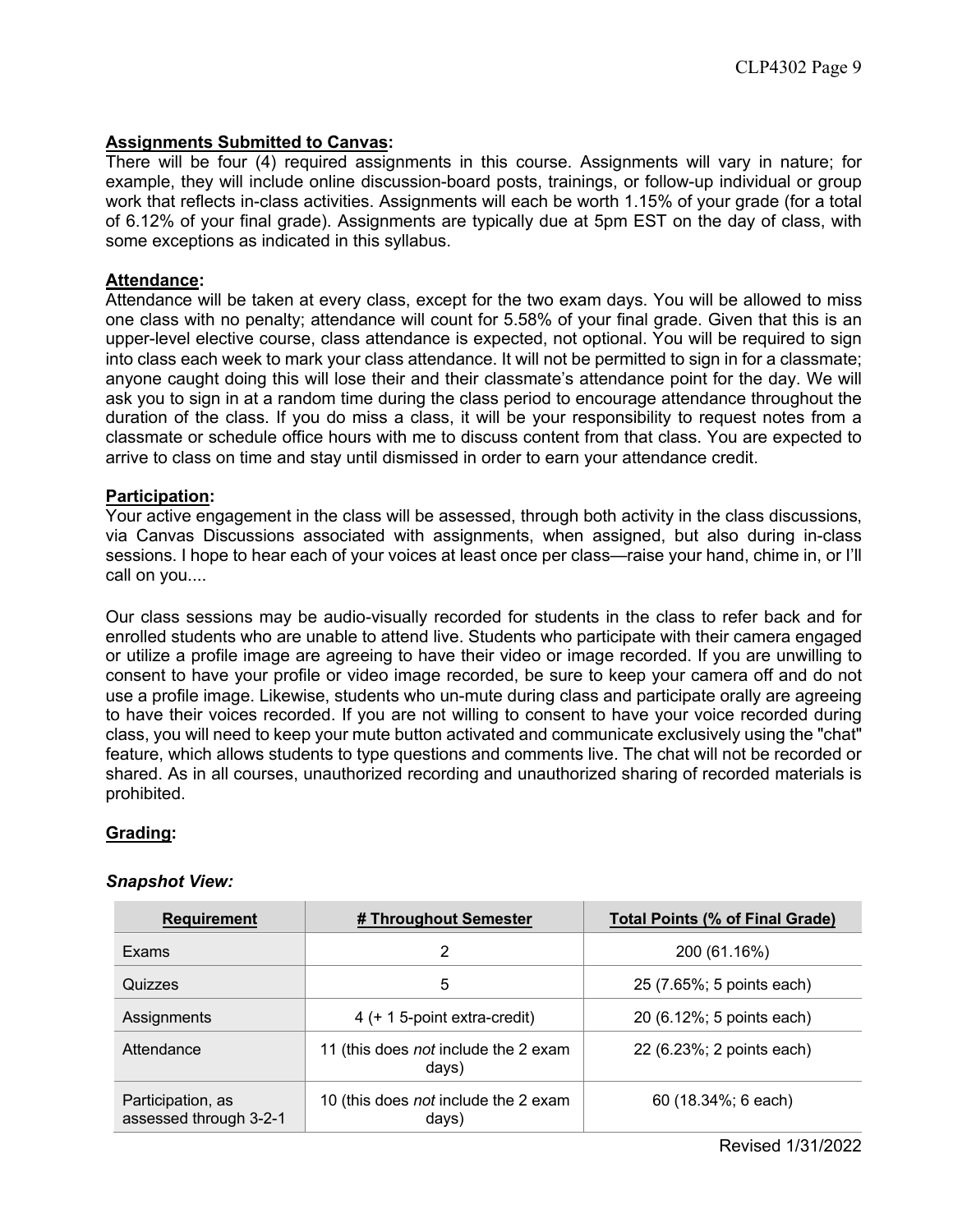**Assignments Submitted to Canvas:**
There will be four (4) required assignments in this course. Assignments will vary in nature; for example, they will include online discussion-board posts, trainings, or follow-up individual or group work that reflects in-class activities. Assignments will each be worth 1.15% of your grade (for a total of 6.12% of your final grade). Assignments are typically due at 5pm EST on the day of class, with some exceptions as indicated in this syllabus.

**Attendance:**
Attendance will be taken at every class, except for the two exam days. You will be allowed to miss one class with no penalty; attendance will count for 5.58% of your final grade. Given that this is an upper-level elective course, class attendance is expected, not optional. You will be required to sign into class each week to mark your class attendance. It will not be permitted to sign in for a classmate; anyone caught doing this will lose their and their classmate's attendance point for the day. We will ask you to sign in at a random time during the class period to encourage attendance throughout the duration of the class. If you do miss a class, it will be your responsibility to request notes from a classmate or schedule office hours with me to discuss content from that class. You are expected to arrive to class on time and stay until dismissed in order to earn your attendance credit.

**Participation:**
Your active engagement in the class will be assessed, through both activity in the class discussions, via Canvas Discussions associated with assignments, when assigned, but also during in-class sessions. I hope to hear each of your voices at least once per class—raise your hand, chime in, or I'll call on you....

Our class sessions may be audio-visually recorded for students in the class to refer back and for enrolled students who are unable to attend live. Students who participate with their camera engaged or utilize a profile image are agreeing to have their video or image recorded. If you are unwilling to consent to have your profile or video image recorded, be sure to keep your camera off and do not use a profile image. Likewise, students who un-mute during class and participate orally are agreeing to have their voices recorded. If you are not willing to consent to have your voice recorded during class, you will need to keep your mute button activated and communicate exclusively using the "chat" feature, which allows students to type questions and comments live. The chat will not be recorded or shared. As in all courses, unauthorized recording and unauthorized sharing of recorded materials is prohibited.

**Grading:**

***Snapshot View:***

| Requirement | # Throughout Semester | Total Points (% of Final Grade) |
|---|---|---|
| Exams | 2 | 200 (61.16%) |
| Quizzes | 5 | 25 (7.65%; 5 points each) |
| Assignments | 4 (+ 1 5-point extra-credit) | 20 (6.12%; 5 points each) |
| Attendance | 11 (this does *not* include the 2 exam days) | 22 (6.23%; 2 points each) |
| Participation, as assessed through 3-2-1 | 10 (this does *not* include the 2 exam days) | 60 (18.34%; 6 each) |

Revised 1/31/2022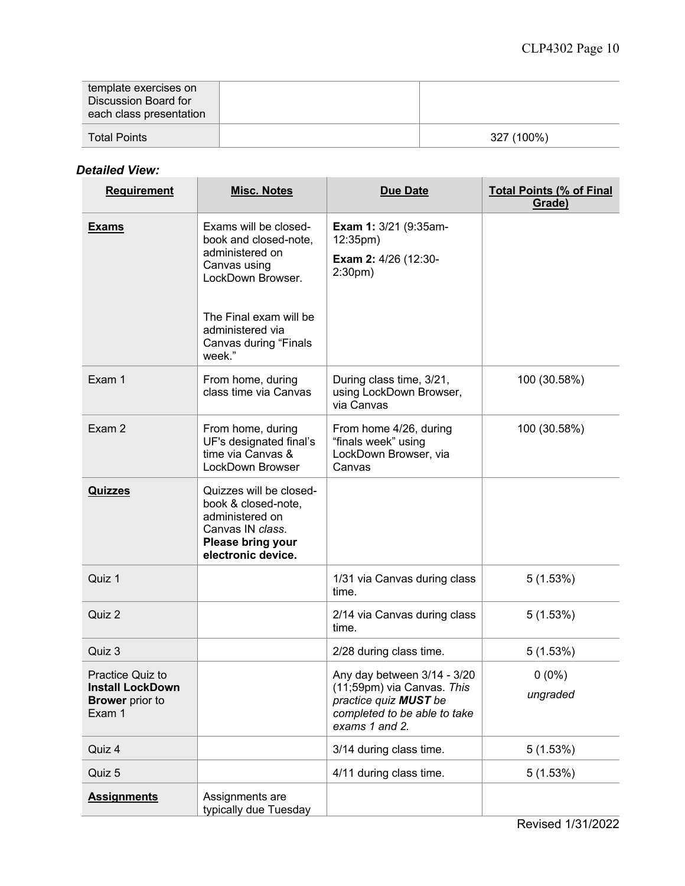| template exercises on Discussion Board for each class presentation | | |
|---|---|---|
| Total Points | | 327 (100%) |

***Detailed View:***

| Requirement | Misc. Notes | Due Date | Total Points (% of Final Grade) |
|---|---|---|---|
| **Exams** | Exams will be closed-book and closed-note, administered on Canvas using LockDown Browser. <br><br> The Final exam will be administered via Canvas during "Finals week." | **Exam 1:** 3/21 (9:35am-12:35pm) <br> **Exam 2:** 4/26 (12:30-2:30pm) | |
| Exam 1 | From home, during class time via Canvas | During class time, 3/21, using LockDown Browser, via Canvas | 100 (30.58%) |
| Exam 2 | From home, during UF's designated final's time via Canvas & LockDown Browser | From home 4/26, during "finals week" using LockDown Browser, via Canvas | 100 (30.58%) |
| **Quizzes** | Quizzes will be closed-book & closed-note, administered on Canvas IN *class*. **Please bring your electronic device.** | | |
| Quiz 1 | | 1/31 via Canvas during class time. | 5 (1.53%) |
| Quiz 2 | | 2/14 via Canvas during class time. | 5 (1.53%) |
| Quiz 3 | | 2/28 during class time. | 5 (1.53%) |
| Practice Quiz to **Install LockDown Brower** prior to Exam 1 | | Any day between 3/14 - 3/20 (11;59pm) via Canvas. *This practice quiz **MUST** be completed to be able to take exams 1 and 2.* | 0 (0%) <br> *ungraded* |
| Quiz 4 | | 3/14 during class time. | 5 (1.53%) |
| Quiz 5 | | 4/11 during class time. | 5 (1.53%) |
| **Assignments** | Assignments are typically due Tuesday | | |

Revised 1/31/2022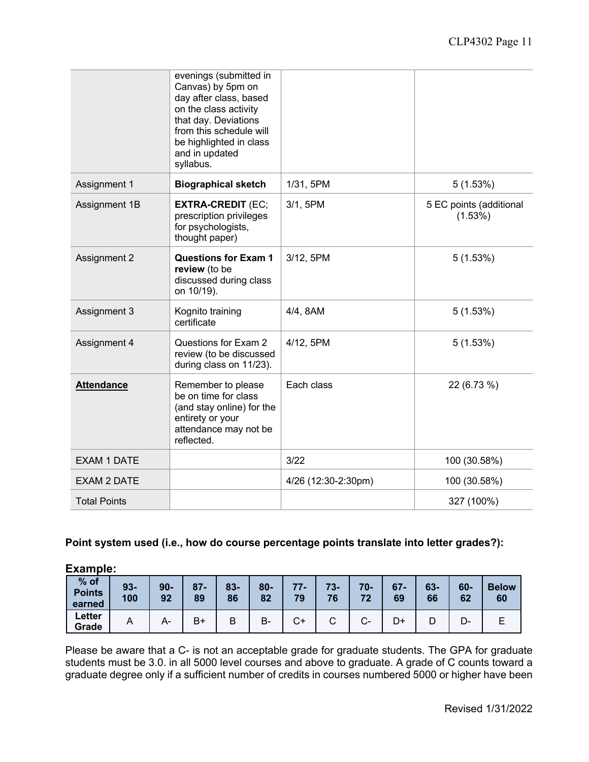| | | | |
|---|---|---|---|
| | evenings (submitted in Canvas) by 5pm on day after class, based on the class activity that day. Deviations from this schedule will be highlighted in class and in updated syllabus. | | |
| Assignment 1 | **Biographical sketch** | 1/31, 5PM | 5 (1.53%) |
| Assignment 1B | **EXTRA-CREDIT** (EC; prescription privileges for psychologists, thought paper) | 3/1, 5PM | 5 EC points (additional (1.53%) |
| Assignment 2 | **Questions for Exam 1 review** (to be discussed during class on 10/19). | 3/12, 5PM | 5 (1.53%) |
| Assignment 3 | Kognito training certificate | 4/4, 8AM | 5 (1.53%) |
| Assignment 4 | Questions for Exam 2 review (to be discussed during class on 11/23). | 4/12, 5PM | 5 (1.53%) |
| **Attendance** | Remember to please be on time for class (and stay online) for the entirety or your attendance may not be reflected. | Each class | 22 (6.73 %) |
| EXAM 1 DATE | | 3/22 | 100 (30.58%) |
| EXAM 2 DATE | | 4/26 (12:30-2:30pm) | 100 (30.58%) |
| Total Points | | | 327 (100%) |

**Point system used (i.e., how do course percentage points translate into letter grades?):**

**Example:**

| % of Points earned | 93-100 | 90-92 | 87-89 | 83-86 | 80-82 | 77-79 | 73-76 | 70-72 | 67-69 | 63-66 | 60-62 | Below 60 |
|---|---|---|---|---|---|---|---|---|---|---|---|---|
| Letter Grade | A | A- | B+ | B | B- | C+ | C | C- | D+ | D | D- | E |

Please be aware that a C- is not an acceptable grade for graduate students. The GPA for graduate students must be 3.0. in all 5000 level courses and above to graduate. A grade of C counts toward a graduate degree only if a sufficient number of credits in courses numbered 5000 or higher have been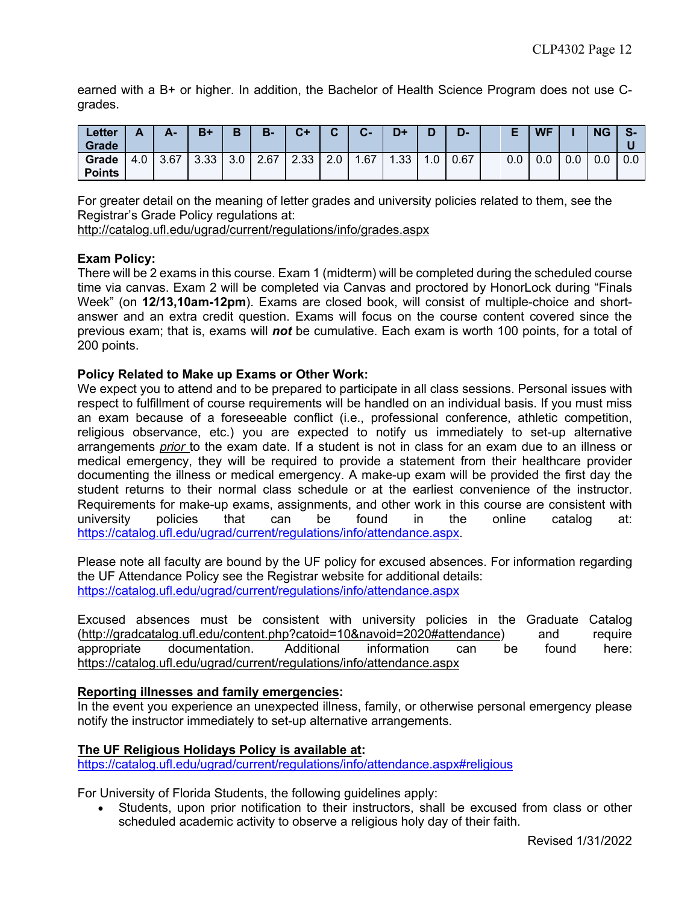earned with a B+ or higher. In addition, the Bachelor of Health Science Program does not use C- grades.

| Letter Grade | A | A- | B+ | B | B- | C+ | C | C- | D+ | D | D- | | E | WF | I | NG | S-U |
|---|---|---|---|---|---|---|---|---|---|---|---|---|---|---|---|---|---|
| Grade Points | 4.0 | 3.67 | 3.33 | 3.0 | 2.67 | 2.33 | 2.0 | 1.67 | 1.33 | 1.0 | 0.67 | | 0.0 | 0.0 | 0.0 | 0.0 | 0.0 |

For greater detail on the meaning of letter grades and university policies related to them, see the Registrar's Grade Policy regulations at:
http://catalog.ufl.edu/ugrad/current/regulations/info/grades.aspx

**Exam Policy:**
There will be 2 exams in this course. Exam 1 (midterm) will be completed during the scheduled course time via canvas. Exam 2 will be completed via Canvas and proctored by HonorLock during "Finals Week" (on **12/13,10am-12pm**). Exams are closed book, will consist of multiple-choice and short-answer and an extra credit question. Exams will focus on the course content covered since the previous exam; that is, exams will ***not*** be cumulative. Each exam is worth 100 points, for a total of 200 points.

**Policy Related to Make up Exams or Other Work:**
We expect you to attend and to be prepared to participate in all class sessions. Personal issues with respect to fulfillment of course requirements will be handled on an individual basis. If you must miss an exam because of a foreseeable conflict (i.e., professional conference, athletic competition, religious observance, etc.) you are expected to notify us immediately to set-up alternative arrangements *prior* to the exam date. If a student is not in class for an exam due to an illness or medical emergency, they will be required to provide a statement from their healthcare provider documenting the illness or medical emergency. A make-up exam will be provided the first day the student returns to their normal class schedule or at the earliest convenience of the instructor. Requirements for make-up exams, assignments, and other work in this course are consistent with university policies that can be found in the online catalog at: https://catalog.ufl.edu/ugrad/current/regulations/info/attendance.aspx.

Please note all faculty are bound by the UF policy for excused absences. For information regarding the UF Attendance Policy see the Registrar website for additional details:
https://catalog.ufl.edu/ugrad/current/regulations/info/attendance.aspx

Excused absences must be consistent with university policies in the Graduate Catalog (http://gradcatalog.ufl.edu/content.php?catoid=10&navoid=2020#attendance) and require appropriate documentation. Additional information can be found here: https://catalog.ufl.edu/ugrad/current/regulations/info/attendance.aspx

**Reporting illnesses and family emergencies:**
In the event you experience an unexpected illness, family, or otherwise personal emergency please notify the instructor immediately to set-up alternative arrangements.

**The UF Religious Holidays Policy is available at:**
https://catalog.ufl.edu/ugrad/current/regulations/info/attendance.aspx#religious

For University of Florida Students, the following guidelines apply:

- Students, upon prior notification to their instructors, shall be excused from class or other scheduled academic activity to observe a religious holy day of their faith.

Revised 1/31/2022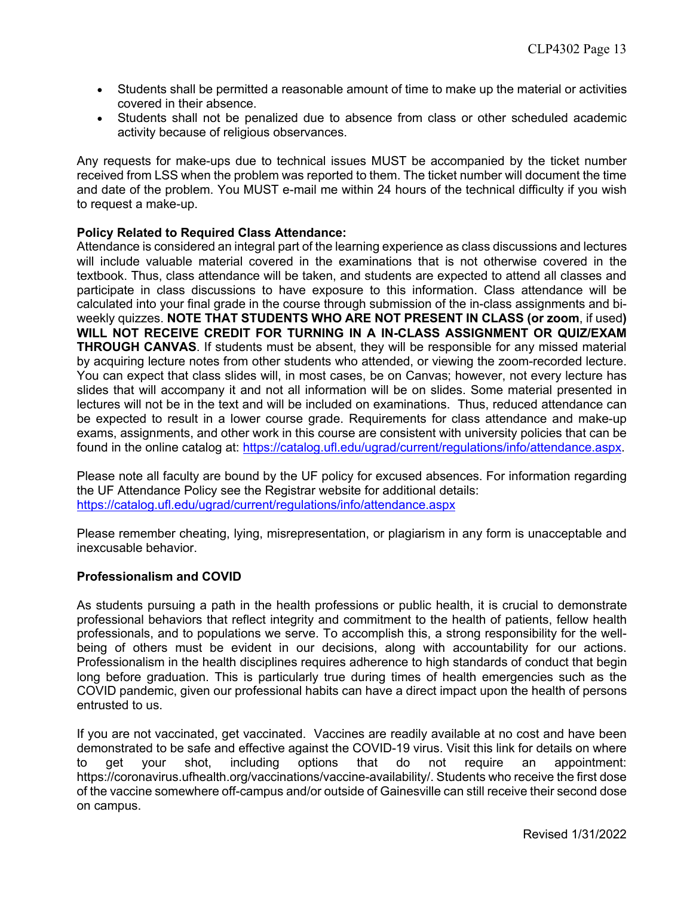- Students shall be permitted a reasonable amount of time to make up the material or activities covered in their absence.
- Students shall not be penalized due to absence from class or other scheduled academic activity because of religious observances.

Any requests for make-ups due to technical issues MUST be accompanied by the ticket number received from LSS when the problem was reported to them. The ticket number will document the time and date of the problem. You MUST e-mail me within 24 hours of the technical difficulty if you wish to request a make-up.

**Policy Related to Required Class Attendance:**
Attendance is considered an integral part of the learning experience as class discussions and lectures will include valuable material covered in the examinations that is not otherwise covered in the textbook. Thus, class attendance will be taken, and students are expected to attend all classes and participate in class discussions to have exposure to this information. Class attendance will be calculated into your final grade in the course through submission of the in-class assignments and bi-weekly quizzes. **NOTE THAT STUDENTS WHO ARE NOT PRESENT IN CLASS (or zoom**, if used**) WILL NOT RECEIVE CREDIT FOR TURNING IN A IN-CLASS ASSIGNMENT OR QUIZ/EXAM THROUGH CANVAS**. If students must be absent, they will be responsible for any missed material by acquiring lecture notes from other students who attended, or viewing the zoom-recorded lecture. You can expect that class slides will, in most cases, be on Canvas; however, not every lecture has slides that will accompany it and not all information will be on slides. Some material presented in lectures will not be in the text and will be included on examinations. Thus, reduced attendance can be expected to result in a lower course grade. Requirements for class attendance and make-up exams, assignments, and other work in this course are consistent with university policies that can be found in the online catalog at: https://catalog.ufl.edu/ugrad/current/regulations/info/attendance.aspx.

Please note all faculty are bound by the UF policy for excused absences. For information regarding the UF Attendance Policy see the Registrar website for additional details:
https://catalog.ufl.edu/ugrad/current/regulations/info/attendance.aspx

Please remember cheating, lying, misrepresentation, or plagiarism in any form is unacceptable and inexcusable behavior.

**Professionalism and COVID**

As students pursuing a path in the health professions or public health, it is crucial to demonstrate professional behaviors that reflect integrity and commitment to the health of patients, fellow health professionals, and to populations we serve. To accomplish this, a strong responsibility for the well-being of others must be evident in our decisions, along with accountability for our actions. Professionalism in the health disciplines requires adherence to high standards of conduct that begin long before graduation. This is particularly true during times of health emergencies such as the COVID pandemic, given our professional habits can have a direct impact upon the health of persons entrusted to us.

If you are not vaccinated, get vaccinated. Vaccines are readily available at no cost and have been demonstrated to be safe and effective against the COVID-19 virus. Visit this link for details on where to get your shot, including options that do not require an appointment: https://coronavirus.ufhealth.org/vaccinations/vaccine-availability/. Students who receive the first dose of the vaccine somewhere off-campus and/or outside of Gainesville can still receive their second dose on campus.

Revised 1/31/2022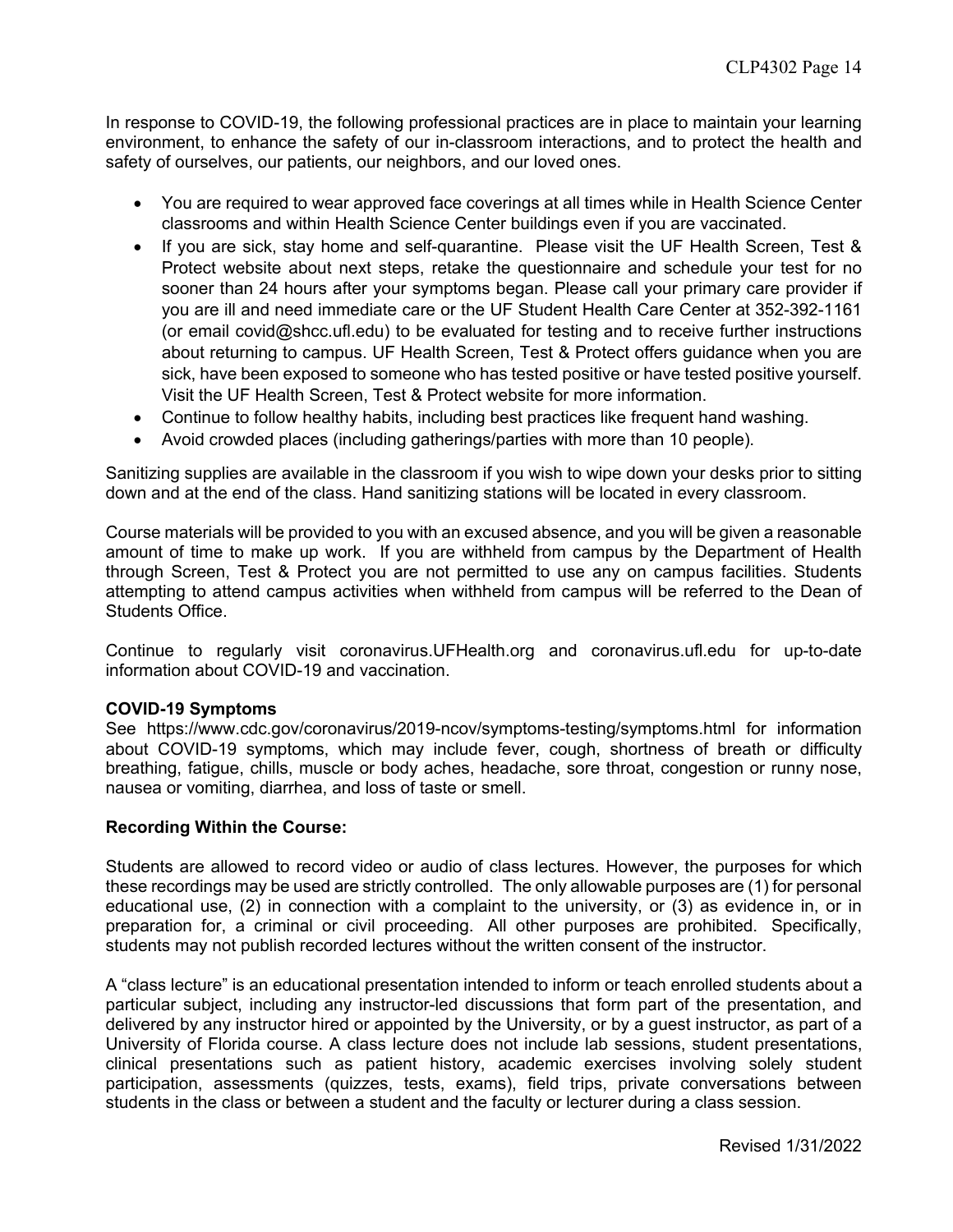In response to COVID-19, the following professional practices are in place to maintain your learning environment, to enhance the safety of our in-classroom interactions, and to protect the health and safety of ourselves, our patients, our neighbors, and our loved ones.

- You are required to wear approved face coverings at all times while in Health Science Center classrooms and within Health Science Center buildings even if you are vaccinated.
- If you are sick, stay home and self-quarantine. Please visit the UF Health Screen, Test & Protect website about next steps, retake the questionnaire and schedule your test for no sooner than 24 hours after your symptoms began. Please call your primary care provider if you are ill and need immediate care or the UF Student Health Care Center at 352-392-1161 (or email covid@shcc.ufl.edu) to be evaluated for testing and to receive further instructions about returning to campus. UF Health Screen, Test & Protect offers guidance when you are sick, have been exposed to someone who has tested positive or have tested positive yourself. Visit the UF Health Screen, Test & Protect website for more information.
- Continue to follow healthy habits, including best practices like frequent hand washing.
- Avoid crowded places (including gatherings/parties with more than 10 people).

Sanitizing supplies are available in the classroom if you wish to wipe down your desks prior to sitting down and at the end of the class. Hand sanitizing stations will be located in every classroom.

Course materials will be provided to you with an excused absence, and you will be given a reasonable amount of time to make up work. If you are withheld from campus by the Department of Health through Screen, Test & Protect you are not permitted to use any on campus facilities. Students attempting to attend campus activities when withheld from campus will be referred to the Dean of Students Office.

Continue to regularly visit coronavirus.UFHealth.org and coronavirus.ufl.edu for up-to-date information about COVID-19 and vaccination.

**COVID-19 Symptoms**

See https://www.cdc.gov/coronavirus/2019-ncov/symptoms-testing/symptoms.html for information about COVID-19 symptoms, which may include fever, cough, shortness of breath or difficulty breathing, fatigue, chills, muscle or body aches, headache, sore throat, congestion or runny nose, nausea or vomiting, diarrhea, and loss of taste or smell.

**Recording Within the Course:**

Students are allowed to record video or audio of class lectures. However, the purposes for which these recordings may be used are strictly controlled. The only allowable purposes are (1) for personal educational use, (2) in connection with a complaint to the university, or (3) as evidence in, or in preparation for, a criminal or civil proceeding. All other purposes are prohibited. Specifically, students may not publish recorded lectures without the written consent of the instructor.

A "class lecture" is an educational presentation intended to inform or teach enrolled students about a particular subject, including any instructor-led discussions that form part of the presentation, and delivered by any instructor hired or appointed by the University, or by a guest instructor, as part of a University of Florida course. A class lecture does not include lab sessions, student presentations, clinical presentations such as patient history, academic exercises involving solely student participation, assessments (quizzes, tests, exams), field trips, private conversations between students in the class or between a student and the faculty or lecturer during a class session.

Revised 1/31/2022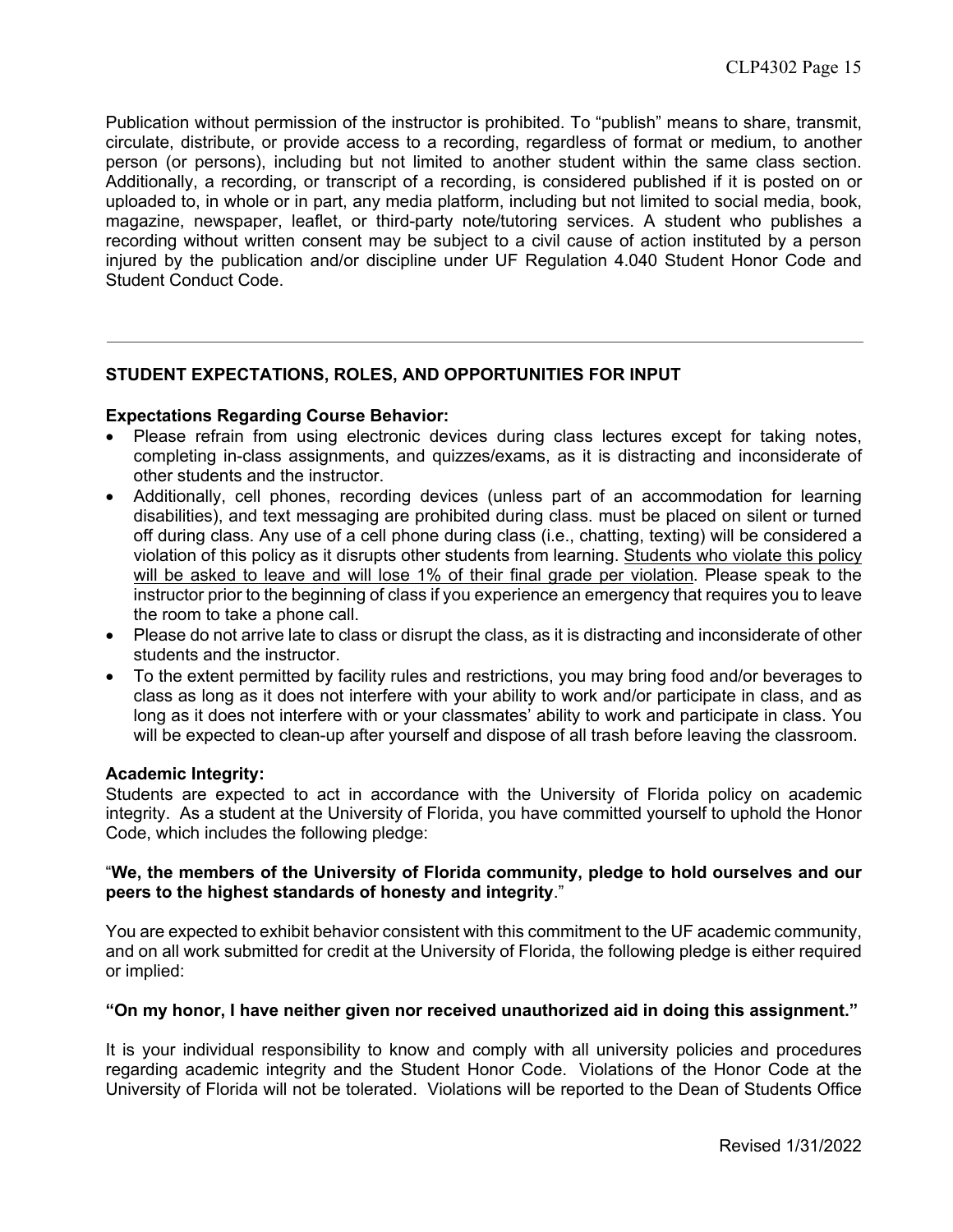Publication without permission of the instructor is prohibited. To "publish" means to share, transmit, circulate, distribute, or provide access to a recording, regardless of format or medium, to another person (or persons), including but not limited to another student within the same class section. Additionally, a recording, or transcript of a recording, is considered published if it is posted on or uploaded to, in whole or in part, any media platform, including but not limited to social media, book, magazine, newspaper, leaflet, or third-party note/tutoring services. A student who publishes a recording without written consent may be subject to a civil cause of action instituted by a person injured by the publication and/or discipline under UF Regulation 4.040 Student Honor Code and Student Conduct Code.

---

## STUDENT EXPECTATIONS, ROLES, AND OPPORTUNITIES FOR INPUT

**Expectations Regarding Course Behavior:**

- Please refrain from using electronic devices during class lectures except for taking notes, completing in-class assignments, and quizzes/exams, as it is distracting and inconsiderate of other students and the instructor.
- Additionally, cell phones, recording devices (unless part of an accommodation for learning disabilities), and text messaging are prohibited during class. must be placed on silent or turned off during class. Any use of a cell phone during class (i.e., chatting, texting) will be considered a violation of this policy as it disrupts other students from learning. <u>Students who violate this policy will be asked to leave and will lose 1% of their final grade per violation</u>. Please speak to the instructor prior to the beginning of class if you experience an emergency that requires you to leave the room to take a phone call.
- Please do not arrive late to class or disrupt the class, as it is distracting and inconsiderate of other students and the instructor.
- To the extent permitted by facility rules and restrictions, you may bring food and/or beverages to class as long as it does not interfere with your ability to work and/or participate in class, and as long as it does not interfere with or your classmates' ability to work and participate in class. You will be expected to clean-up after yourself and dispose of all trash before leaving the classroom.

**Academic Integrity:**

Students are expected to act in accordance with the University of Florida policy on academic integrity. As a student at the University of Florida, you have committed yourself to uphold the Honor Code, which includes the following pledge:

"**We, the members of the University of Florida community, pledge to hold ourselves and our peers to the highest standards of honesty and integrity**."

You are expected to exhibit behavior consistent with this commitment to the UF academic community, and on all work submitted for credit at the University of Florida, the following pledge is either required or implied:

**"On my honor, I have neither given nor received unauthorized aid in doing this assignment."**

It is your individual responsibility to know and comply with all university policies and procedures regarding academic integrity and the Student Honor Code. Violations of the Honor Code at the University of Florida will not be tolerated. Violations will be reported to the Dean of Students Office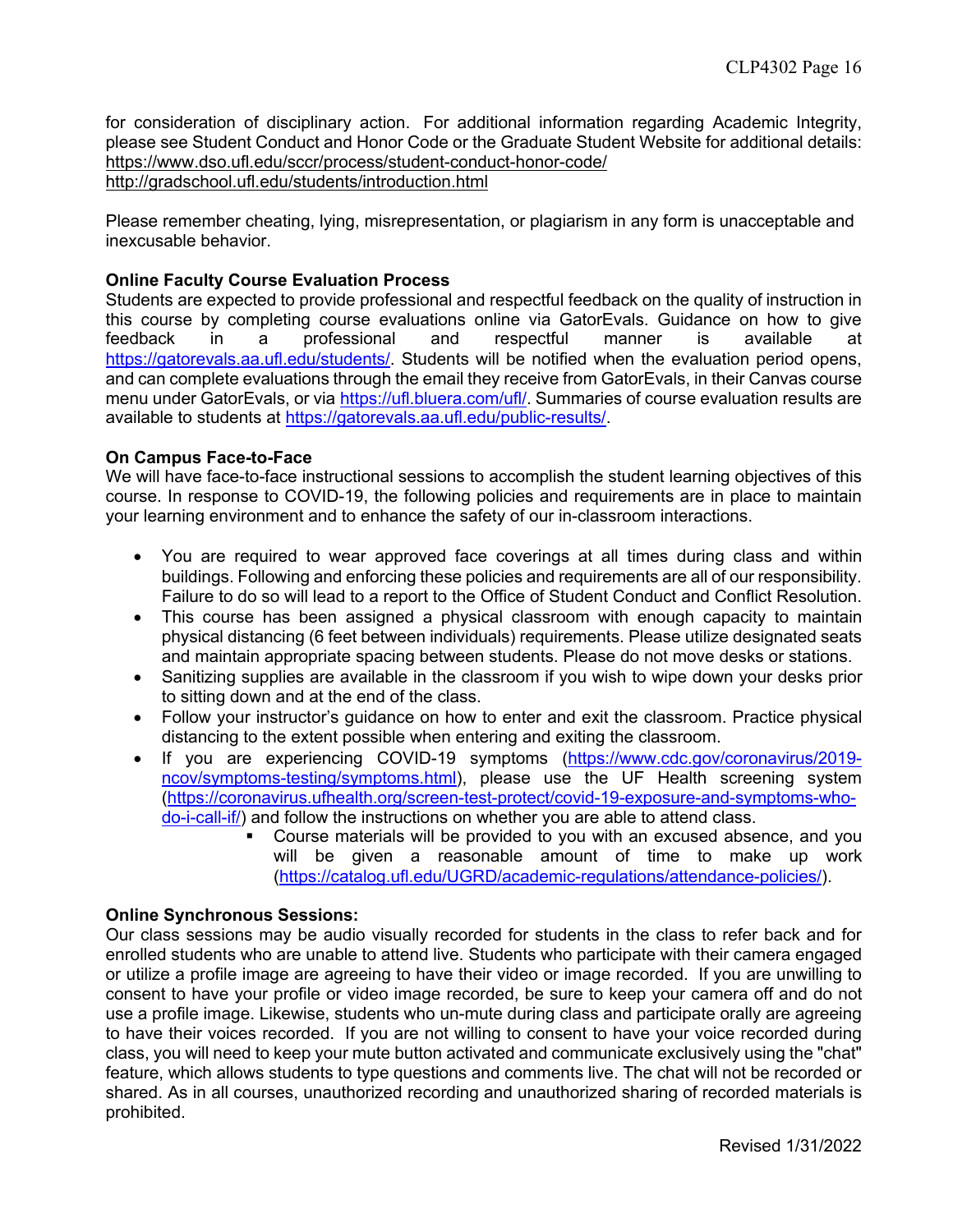for consideration of disciplinary action. For additional information regarding Academic Integrity, please see Student Conduct and Honor Code or the Graduate Student Website for additional details:
https://www.dso.ufl.edu/sccr/process/student-conduct-honor-code/
http://gradschool.ufl.edu/students/introduction.html

Please remember cheating, lying, misrepresentation, or plagiarism in any form is unacceptable and inexcusable behavior.

**Online Faculty Course Evaluation Process**

Students are expected to provide professional and respectful feedback on the quality of instruction in this course by completing course evaluations online via GatorEvals. Guidance on how to give feedback in a professional and respectful manner is available at https://gatorevals.aa.ufl.edu/students/. Students will be notified when the evaluation period opens, and can complete evaluations through the email they receive from GatorEvals, in their Canvas course menu under GatorEvals, or via https://ufl.bluera.com/ufl/. Summaries of course evaluation results are available to students at https://gatorevals.aa.ufl.edu/public-results/.

**On Campus Face-to-Face**

We will have face-to-face instructional sessions to accomplish the student learning objectives of this course. In response to COVID-19, the following policies and requirements are in place to maintain your learning environment and to enhance the safety of our in-classroom interactions.

- You are required to wear approved face coverings at all times during class and within buildings. Following and enforcing these policies and requirements are all of our responsibility. Failure to do so will lead to a report to the Office of Student Conduct and Conflict Resolution.
- This course has been assigned a physical classroom with enough capacity to maintain physical distancing (6 feet between individuals) requirements. Please utilize designated seats and maintain appropriate spacing between students. Please do not move desks or stations.
- Sanitizing supplies are available in the classroom if you wish to wipe down your desks prior to sitting down and at the end of the class.
- Follow your instructor's guidance on how to enter and exit the classroom. Practice physical distancing to the extent possible when entering and exiting the classroom.
- If you are experiencing COVID-19 symptoms (https://www.cdc.gov/coronavirus/2019-ncov/symptoms-testing/symptoms.html), please use the UF Health screening system (https://coronavirus.ufhealth.org/screen-test-protect/covid-19-exposure-and-symptoms-who-do-i-call-if/) and follow the instructions on whether you are able to attend class.
    - Course materials will be provided to you with an excused absence, and you will be given a reasonable amount of time to make up work (https://catalog.ufl.edu/UGRD/academic-regulations/attendance-policies/).

**Online Synchronous Sessions:**

Our class sessions may be audio visually recorded for students in the class to refer back and for enrolled students who are unable to attend live. Students who participate with their camera engaged or utilize a profile image are agreeing to have their video or image recorded. If you are unwilling to consent to have your profile or video image recorded, be sure to keep your camera off and do not use a profile image. Likewise, students who un-mute during class and participate orally are agreeing to have their voices recorded. If you are not willing to consent to have your voice recorded during class, you will need to keep your mute button activated and communicate exclusively using the "chat" feature, which allows students to type questions and comments live. The chat will not be recorded or shared. As in all courses, unauthorized recording and unauthorized sharing of recorded materials is prohibited.

Revised 1/31/2022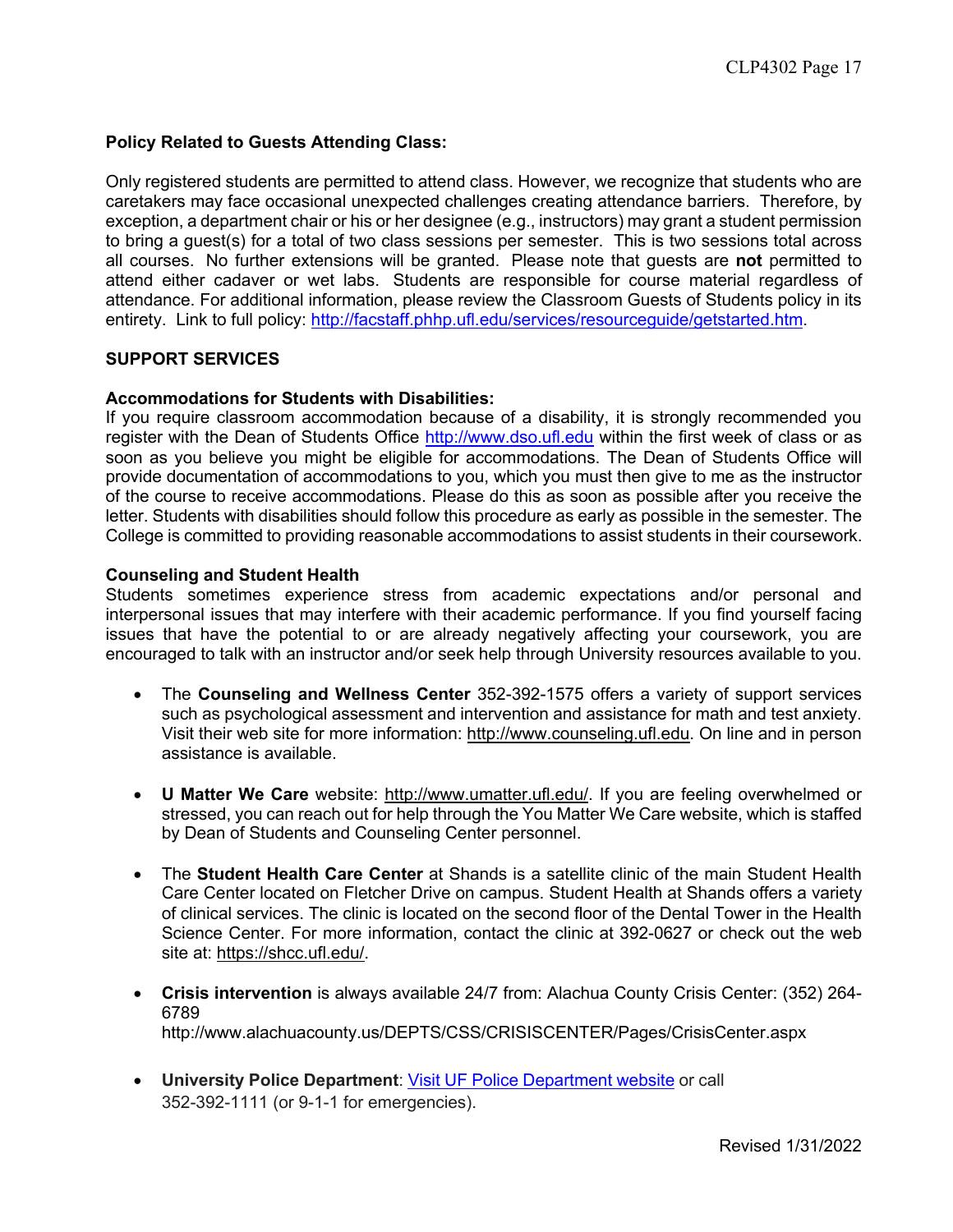**Policy Related to Guests Attending Class:**

Only registered students are permitted to attend class. However, we recognize that students who are caretakers may face occasional unexpected challenges creating attendance barriers. Therefore, by exception, a department chair or his or her designee (e.g., instructors) may grant a student permission to bring a guest(s) for a total of two class sessions per semester. This is two sessions total across all courses. No further extensions will be granted. Please note that guests are **not** permitted to attend either cadaver or wet labs. Students are responsible for course material regardless of attendance. For additional information, please review the Classroom Guests of Students policy in its entirety. Link to full policy: http://facstaff.phhp.ufl.edu/services/resourceguide/getstarted.htm.

**SUPPORT SERVICES**

**Accommodations for Students with Disabilities:**
If you require classroom accommodation because of a disability, it is strongly recommended you register with the Dean of Students Office http://www.dso.ufl.edu within the first week of class or as soon as you believe you might be eligible for accommodations. The Dean of Students Office will provide documentation of accommodations to you, which you must then give to me as the instructor of the course to receive accommodations. Please do this as soon as possible after you receive the letter. Students with disabilities should follow this procedure as early as possible in the semester. The College is committed to providing reasonable accommodations to assist students in their coursework.

**Counseling and Student Health**
Students sometimes experience stress from academic expectations and/or personal and interpersonal issues that may interfere with their academic performance. If you find yourself facing issues that have the potential to or are already negatively affecting your coursework, you are encouraged to talk with an instructor and/or seek help through University resources available to you.

- The **Counseling and Wellness Center** 352-392-1575 offers a variety of support services such as psychological assessment and intervention and assistance for math and test anxiety. Visit their web site for more information: http://www.counseling.ufl.edu. On line and in person assistance is available.

- **U Matter We Care** website: http://www.umatter.ufl.edu/. If you are feeling overwhelmed or stressed, you can reach out for help through the You Matter We Care website, which is staffed by Dean of Students and Counseling Center personnel.

- The **Student Health Care Center** at Shands is a satellite clinic of the main Student Health Care Center located on Fletcher Drive on campus. Student Health at Shands offers a variety of clinical services. The clinic is located on the second floor of the Dental Tower in the Health Science Center. For more information, contact the clinic at 392-0627 or check out the web site at: https://shcc.ufl.edu/.

- **Crisis intervention** is always available 24/7 from: Alachua County Crisis Center: (352) 264-6789
  http://www.alachuacounty.us/DEPTS/CSS/CRISISCENTER/Pages/CrisisCenter.aspx

- **University Police Department**: Visit UF Police Department website or call 352-392-1111 (or 9-1-1 for emergencies).

Revised 1/31/2022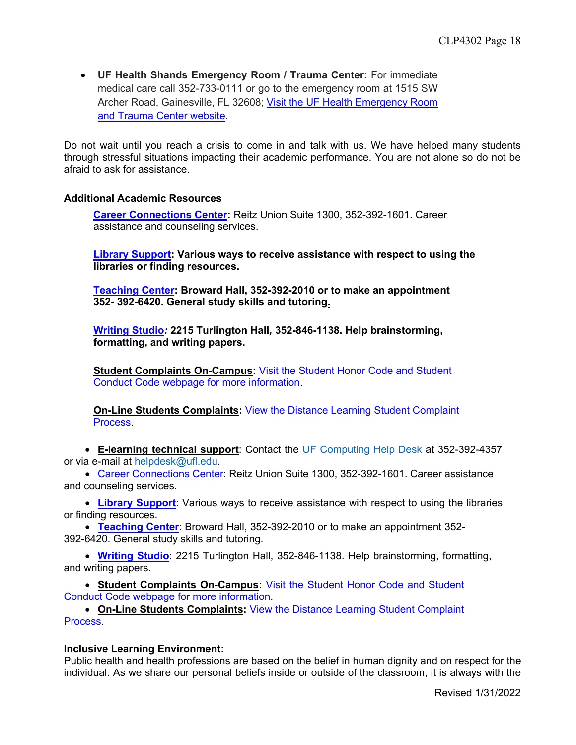- **UF Health Shands Emergency Room / Trauma Center:** For immediate medical care call 352-733-0111 or go to the emergency room at 1515 SW Archer Road, Gainesville, FL 32608; Visit the UF Health Emergency Room and Trauma Center website.

Do not wait until you reach a crisis to come in and talk with us. We have helped many students through stressful situations impacting their academic performance. You are not alone so do not be afraid to ask for assistance.

**Additional Academic Resources**

**Career Connections Center:** Reitz Union Suite 1300, 352-392-1601. Career assistance and counseling services.

**Library Support: Various ways to receive assistance with respect to using the libraries or finding resources.**

**Teaching Center: Broward Hall, 352-392-2010 or to make an appointment 352- 392-6420. General study skills and tutoring.**

**Writing Studio*: 2215 Turlington Hall*, 352-846-1138. Help brainstorming, formatting, and writing papers.**

**Student Complaints On-Campus:** Visit the Student Honor Code and Student Conduct Code webpage for more information.

**On-Line Students Complaints:** View the Distance Learning Student Complaint Process.

- **E-learning technical support**: Contact the UF Computing Help Desk at 352-392-4357 or via e-mail at helpdesk@ufl.edu.
- Career Connections Center: Reitz Union Suite 1300, 352-392-1601. Career assistance and counseling services.
- **Library Support**: Various ways to receive assistance with respect to using the libraries or finding resources.
- **Teaching Center**: Broward Hall, 352-392-2010 or to make an appointment 352-392-6420. General study skills and tutoring.
- **Writing Studio**: 2215 Turlington Hall, 352-846-1138. Help brainstorming, formatting, and writing papers.
- **Student Complaints On-Campus:** Visit the Student Honor Code and Student Conduct Code webpage for more information.
- **On-Line Students Complaints:** View the Distance Learning Student Complaint Process.

**Inclusive Learning Environment:**
Public health and health professions are based on the belief in human dignity and on respect for the individual. As we share our personal beliefs inside or outside of the classroom, it is always with the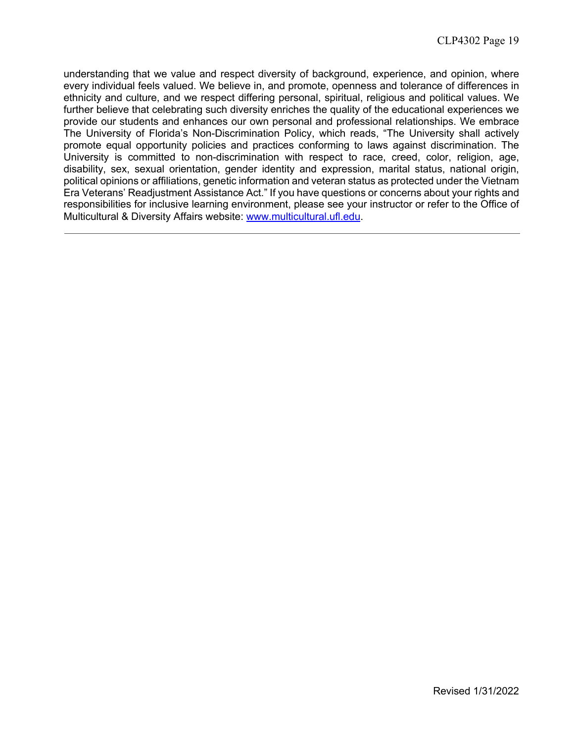understanding that we value and respect diversity of background, experience, and opinion, where every individual feels valued. We believe in, and promote, openness and tolerance of differences in ethnicity and culture, and we respect differing personal, spiritual, religious and political values. We further believe that celebrating such diversity enriches the quality of the educational experiences we provide our students and enhances our own personal and professional relationships. We embrace The University of Florida's Non-Discrimination Policy, which reads, "The University shall actively promote equal opportunity policies and practices conforming to laws against discrimination. The University is committed to non-discrimination with respect to race, creed, color, religion, age, disability, sex, sexual orientation, gender identity and expression, marital status, national origin, political opinions or affiliations, genetic information and veteran status as protected under the Vietnam Era Veterans' Readjustment Assistance Act." If you have questions or concerns about your rights and responsibilities for inclusive learning environment, please see your instructor or refer to the Office of Multicultural & Diversity Affairs website: [www.multicultural.ufl.edu](http://www.multicultural.ufl.edu).

---

Revised 1/31/2022